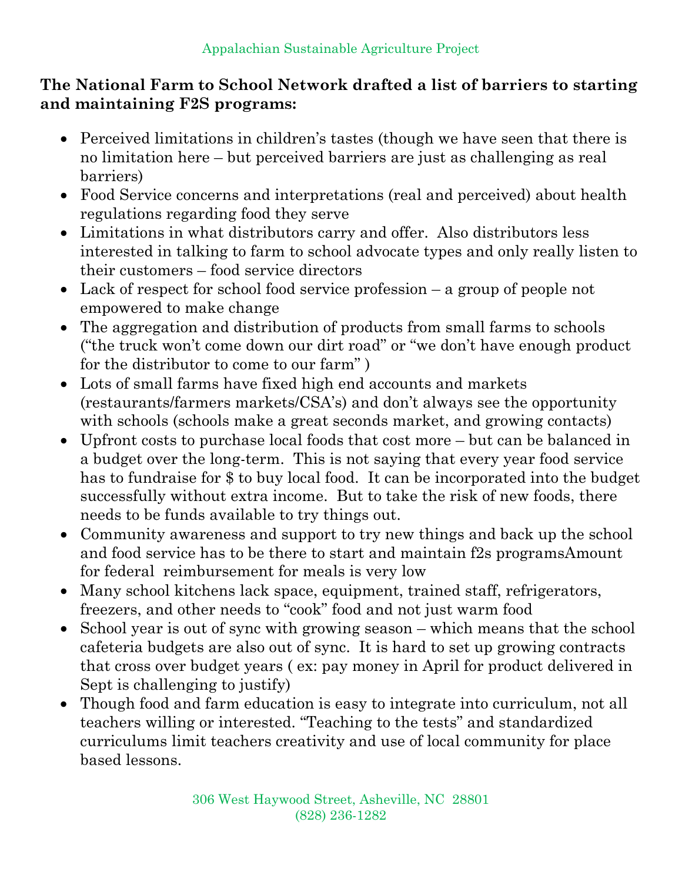Appalachian Sustainable Agriculture Project

**The National Farm to School Network drafted a list of barriers to starting and maintaining F2S programs:**

- Perceived limitations in children's tastes (though we have seen that there is no limitation here – but perceived barriers are just as challenging as real barriers)
- Food Service concerns and interpretations (real and perceived) about health regulations regarding food they serve
- Limitations in what distributors carry and offer. Also distributors less interested in talking to farm to school advocate types and only really listen to their customers – food service directors
- Lack of respect for school food service profession – a group of people not empowered to make change
- The aggregation and distribution of products from small farms to schools ("the truck won't come down our dirt road" or "we don't have enough product for the distributor to come to our farm" )
- Lots of small farms have fixed high end accounts and markets (restaurants/farmers markets/CSA's) and don't always see the opportunity with schools (schools make a great seconds market, and growing contacts)
- Upfront costs to purchase local foods that cost more – but can be balanced in a budget over the long-term. This is not saying that every year food service has to fundraise for $ to buy local food. It can be incorporated into the budget successfully without extra income. But to take the risk of new foods, there needs to be funds available to try things out.
- Community awareness and support to try new things and back up the school and food service has to be there to start and maintain f2s programsAmount for federal reimbursement for meals is very low
- Many school kitchens lack space, equipment, trained staff, refrigerators, freezers, and other needs to "cook" food and not just warm food
- School year is out of sync with growing season – which means that the school cafeteria budgets are also out of sync. It is hard to set up growing contracts that cross over budget years ( ex: pay money in April for product delivered in Sept is challenging to justify)
- Though food and farm education is easy to integrate into curriculum, not all teachers willing or interested. "Teaching to the tests" and standardized curriculums limit teachers creativity and use of local community for place based lessons.

306 West Haywood Street, Asheville, NC 28801
(828) 236-1282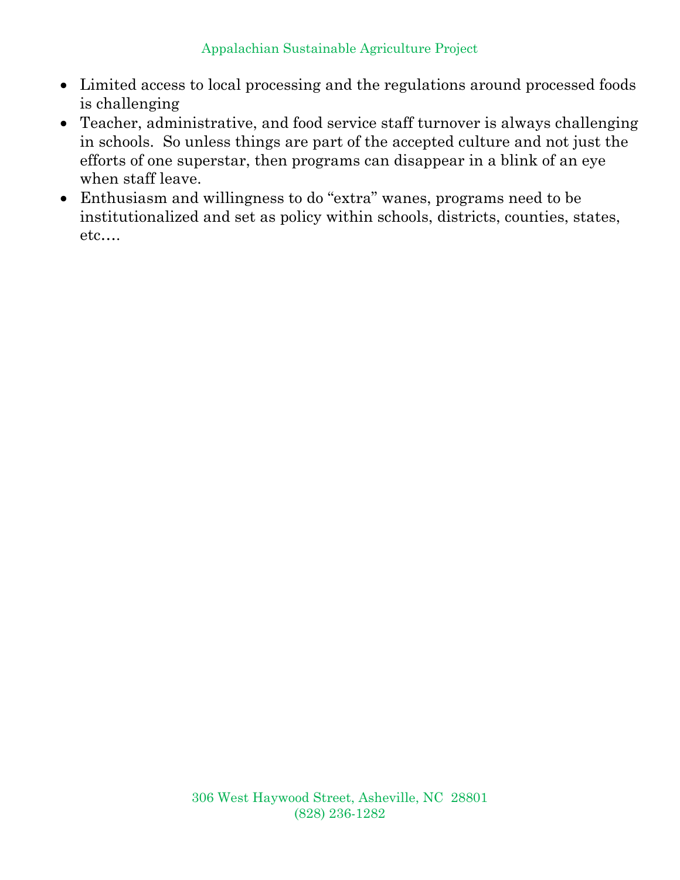- Limited access to local processing and the regulations around processed foods is challenging
- Teacher, administrative, and food service staff turnover is always challenging in schools. So unless things are part of the accepted culture and not just the efforts of one superstar, then programs can disappear in a blink of an eye when staff leave.
- Enthusiasm and willingness to do "extra" wanes, programs need to be institutionalized and set as policy within schools, districts, counties, states, etc….